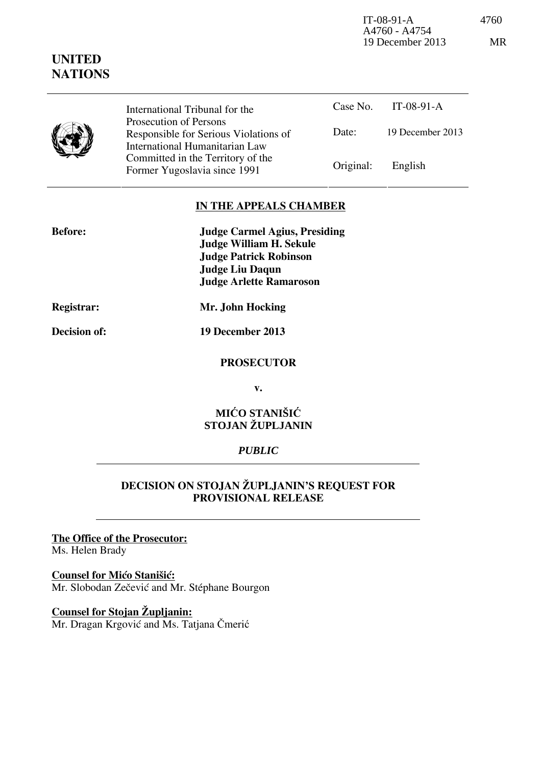IT-08-91-A 4760
A4760 - A4754
19 December 2013 MR

**UNITED NATIONS**

| International Tribunal for the Prosecution of Persons Responsible for Serious Violations of International Humanitarian Law Committed in the Territory of the Former Yugoslavia since 1991 | Case No. | IT-08-91-A |
| --- | --- | --- |
| | Date: | 19 December 2013 |
| | Original: | English |

## IN THE APPEALS CHAMBER

**Before:** **Judge Carmel Agius, Presiding**
**Judge William H. Sekule**
**Judge Patrick Robinson**
**Judge Liu Daqun**
**Judge Arlette Ramaroson**

**Registrar:** **Mr. John Hocking**

**Decision of:** **19 December 2013**

**PROSECUTOR**

**v.**

**MIĆO STANIŠIĆ**
**STOJAN ŽUPLJANIN**

***PUBLIC***

**DECISION ON STOJAN ŽUPLJANIN'S REQUEST FOR PROVISIONAL RELEASE**

**The Office of the Prosecutor:**
Ms. Helen Brady

**Counsel for Mićo Stanišić:**
Mr. Slobodan Zečević and Mr. Stéphane Bourgon

**Counsel for Stojan Župljanin:**
Mr. Dragan Krgović and Ms. Tatjana Čmerić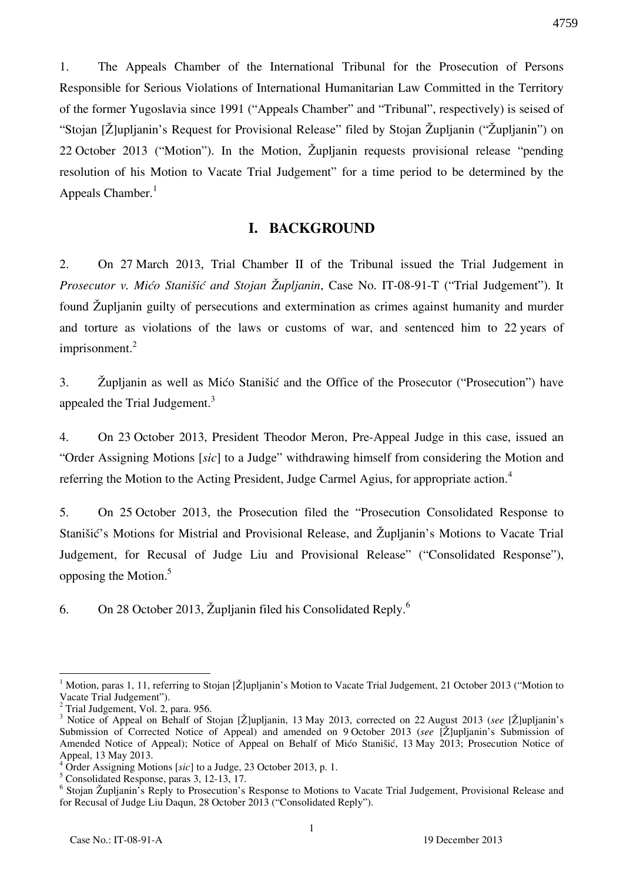1. The Appeals Chamber of the International Tribunal for the Prosecution of Persons Responsible for Serious Violations of International Humanitarian Law Committed in the Territory of the former Yugoslavia since 1991 ("Appeals Chamber" and "Tribunal", respectively) is seised of "Stojan [Ž]upljanin's Request for Provisional Release" filed by Stojan Župljanin ("Župljanin") on 22 October 2013 ("Motion"). In the Motion, Župljanin requests provisional release "pending resolution of his Motion to Vacate Trial Judgement" for a time period to be determined by the Appeals Chamber.[1]

## I. BACKGROUND

2. On 27 March 2013, Trial Chamber II of the Tribunal issued the Trial Judgement in *Prosecutor v. Mićo Stanišić and Stojan Župljanin*, Case No. IT-08-91-T ("Trial Judgement"). It found Župljanin guilty of persecutions and extermination as crimes against humanity and murder and torture as violations of the laws or customs of war, and sentenced him to 22 years of imprisonment.[2]

3. Župljanin as well as Mićo Stanišić and the Office of the Prosecutor ("Prosecution") have appealed the Trial Judgement.[3]

4. On 23 October 2013, President Theodor Meron, Pre-Appeal Judge in this case, issued an "Order Assigning Motions [*sic*] to a Judge" withdrawing himself from considering the Motion and referring the Motion to the Acting President, Judge Carmel Agius, for appropriate action.[4]

5. On 25 October 2013, the Prosecution filed the "Prosecution Consolidated Response to Stanišić's Motions for Mistrial and Provisional Release, and Župljanin's Motions to Vacate Trial Judgement, for Recusal of Judge Liu and Provisional Release" ("Consolidated Response"), opposing the Motion.[5]

6. On 28 October 2013, Župljanin filed his Consolidated Reply.[6]

---

[1] Motion, paras 1, 11, referring to Stojan [Ž]upljanin's Motion to Vacate Trial Judgement, 21 October 2013 ("Motion to Vacate Trial Judgement").

[2] Trial Judgement, Vol. 2, para. 956.

[3] Notice of Appeal on Behalf of Stojan [Ž]upljanin, 13 May 2013, corrected on 22 August 2013 (*see* [Ž]upljanin's Submission of Corrected Notice of Appeal) and amended on 9 October 2013 (*see* [Ž]upljanin's Submission of Amended Notice of Appeal); Notice of Appeal on Behalf of Mićo Stanišić, 13 May 2013; Prosecution Notice of Appeal, 13 May 2013.

[4] Order Assigning Motions [*sic*] to a Judge, 23 October 2013, p. 1.

[5] Consolidated Response, paras 3, 12-13, 17.

[6] Stojan Župljanin's Reply to Prosecution's Response to Motions to Vacate Trial Judgement, Provisional Release and for Recusal of Judge Liu Daqun, 28 October 2013 ("Consolidated Reply").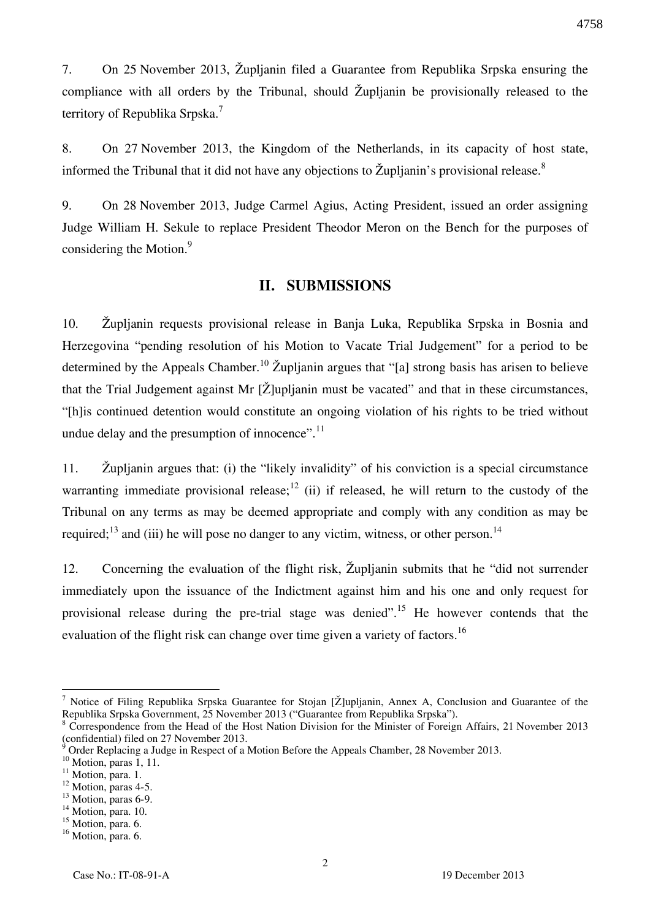7. On 25 November 2013, Župljanin filed a Guarantee from Republika Srpska ensuring the compliance with all orders by the Tribunal, should Župljanin be provisionally released to the territory of Republika Srpska.[7]

8. On 27 November 2013, the Kingdom of the Netherlands, in its capacity of host state, informed the Tribunal that it did not have any objections to Župljanin's provisional release.[8]

9. On 28 November 2013, Judge Carmel Agius, Acting President, issued an order assigning Judge William H. Sekule to replace President Theodor Meron on the Bench for the purposes of considering the Motion.[9]

## II. SUBMISSIONS

10. Župljanin requests provisional release in Banja Luka, Republika Srpska in Bosnia and Herzegovina "pending resolution of his Motion to Vacate Trial Judgement" for a period to be determined by the Appeals Chamber.[10] Župljanin argues that "[a] strong basis has arisen to believe that the Trial Judgement against Mr [Ž]upljanin must be vacated" and that in these circumstances, "[h]is continued detention would constitute an ongoing violation of his rights to be tried without undue delay and the presumption of innocence".[11]

11. Župljanin argues that: (i) the "likely invalidity" of his conviction is a special circumstance warranting immediate provisional release;[12] (ii) if released, he will return to the custody of the Tribunal on any terms as may be deemed appropriate and comply with any condition as may be required;[13] and (iii) he will pose no danger to any victim, witness, or other person.[14]

12. Concerning the evaluation of the flight risk, Župljanin submits that he "did not surrender immediately upon the issuance of the Indictment against him and his one and only request for provisional release during the pre-trial stage was denied".[15] He however contends that the evaluation of the flight risk can change over time given a variety of factors.[16]

---

[7] Notice of Filing Republika Srpska Guarantee for Stojan [Ž]upljanin, Annex A, Conclusion and Guarantee of the Republika Srpska Government, 25 November 2013 ("Guarantee from Republika Srpska").

[8] Correspondence from the Head of the Host Nation Division for the Minister of Foreign Affairs, 21 November 2013 (confidential) filed on 27 November 2013.

[9] Order Replacing a Judge in Respect of a Motion Before the Appeals Chamber, 28 November 2013.

[10] Motion, paras 1, 11.

[11] Motion, para. 1.

[12] Motion, paras 4-5.

[13] Motion, paras 6-9.

[14] Motion, para. 10.

[15] Motion, para. 6.

[16] Motion, para. 6.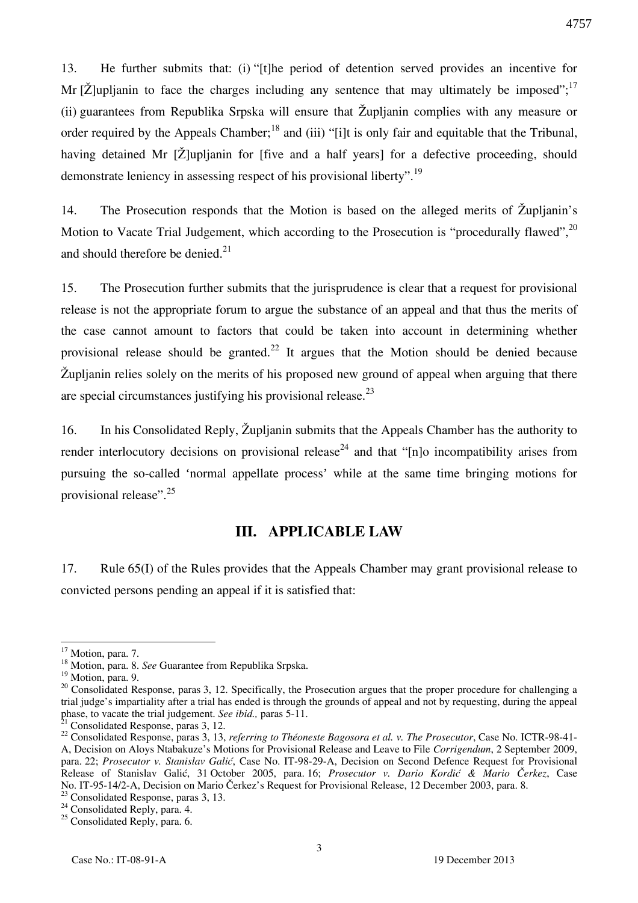13. He further submits that: (i) "[t]he period of detention served provides an incentive for Mr [Ž]upljanin to face the charges including any sentence that may ultimately be imposed";[17] (ii) guarantees from Republika Srpska will ensure that Župljanin complies with any measure or order required by the Appeals Chamber;[18] and (iii) "[i]t is only fair and equitable that the Tribunal, having detained Mr [Ž]upljanin for [five and a half years] for a defective proceeding, should demonstrate leniency in assessing respect of his provisional liberty".[19]

14. The Prosecution responds that the Motion is based on the alleged merits of Župljanin's Motion to Vacate Trial Judgement, which according to the Prosecution is "procedurally flawed",[20] and should therefore be denied.[21]

15. The Prosecution further submits that the jurisprudence is clear that a request for provisional release is not the appropriate forum to argue the substance of an appeal and that thus the merits of the case cannot amount to factors that could be taken into account in determining whether provisional release should be granted.[22] It argues that the Motion should be denied because Župljanin relies solely on the merits of his proposed new ground of appeal when arguing that there are special circumstances justifying his provisional release.[23]

16. In his Consolidated Reply, Župljanin submits that the Appeals Chamber has the authority to render interlocutory decisions on provisional release[24] and that "[n]o incompatibility arises from pursuing the so-called 'normal appellate process' while at the same time bringing motions for provisional release".[25]

## III. APPLICABLE LAW

17. Rule 65(I) of the Rules provides that the Appeals Chamber may grant provisional release to convicted persons pending an appeal if it is satisfied that:

---

[17] Motion, para. 7.

[18] Motion, para. 8. *See* Guarantee from Republika Srpska.

[19] Motion, para. 9.

[20] Consolidated Response, paras 3, 12. Specifically, the Prosecution argues that the proper procedure for challenging a trial judge's impartiality after a trial has ended is through the grounds of appeal and not by requesting, during the appeal phase, to vacate the trial judgement. *See ibid.,* paras 5-11.

[21] Consolidated Response, paras 3, 12.

[22] Consolidated Response, paras 3, 13, *referring to Théoneste Bagosora et al. v. The Prosecutor*, Case No. ICTR-98-41-A, Decision on Aloys Ntabakuze's Motions for Provisional Release and Leave to File *Corrigendum*, 2 September 2009, para. 22; *Prosecutor v. Stanislav Galić*, Case No. IT-98-29-A, Decision on Second Defence Request for Provisional Release of Stanislav Galić, 31 October 2005, para. 16; *Prosecutor v. Dario Kordić & Mario Čerkez*, Case No. IT-95-14/2-A, Decision on Mario Čerkez's Request for Provisional Release, 12 December 2003, para. 8.

[23] Consolidated Response, paras 3, 13.

[24] Consolidated Reply, para. 4.

[25] Consolidated Reply, para. 6.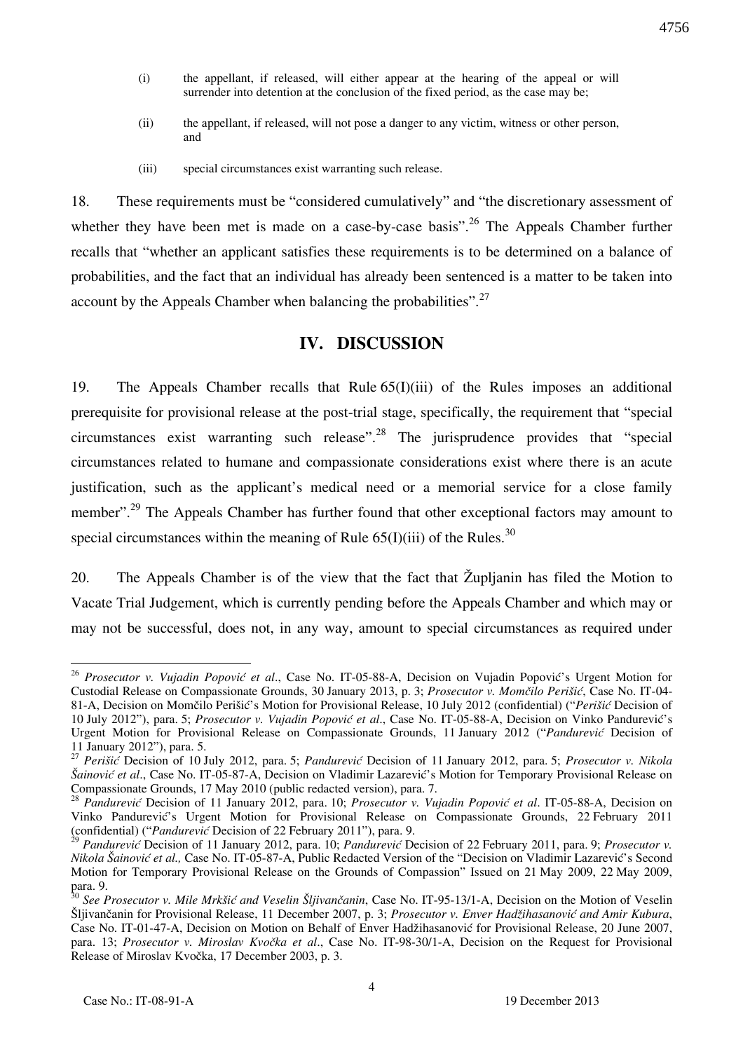(i) the appellant, if released, will either appear at the hearing of the appeal or will surrender into detention at the conclusion of the fixed period, as the case may be;

(ii) the appellant, if released, will not pose a danger to any victim, witness or other person, and

(iii) special circumstances exist warranting such release.

18. These requirements must be "considered cumulatively" and "the discretionary assessment of whether they have been met is made on a case-by-case basis".[26] The Appeals Chamber further recalls that "whether an applicant satisfies these requirements is to be determined on a balance of probabilities, and the fact that an individual has already been sentenced is a matter to be taken into account by the Appeals Chamber when balancing the probabilities".[27]

## IV. DISCUSSION

19. The Appeals Chamber recalls that Rule 65(I)(iii) of the Rules imposes an additional prerequisite for provisional release at the post-trial stage, specifically, the requirement that "special circumstances exist warranting such release".[28] The jurisprudence provides that "special circumstances related to humane and compassionate considerations exist where there is an acute justification, such as the applicant's medical need or a memorial service for a close family member".[29] The Appeals Chamber has further found that other exceptional factors may amount to special circumstances within the meaning of Rule 65(I)(iii) of the Rules.[30]

20. The Appeals Chamber is of the view that the fact that Župljanin has filed the Motion to Vacate Trial Judgement, which is currently pending before the Appeals Chamber and which may or may not be successful, does not, in any way, amount to special circumstances as required under

---

[26] *Prosecutor v. Vujadin Popović et al*., Case No. IT-05-88-A, Decision on Vujadin Popović's Urgent Motion for Custodial Release on Compassionate Grounds, 30 January 2013, p. 3; *Prosecutor v. Momčilo Perišić*, Case No. IT-04-81-A, Decision on Momčilo Perišić's Motion for Provisional Release, 10 July 2012 (confidential) ("*Perišić* Decision of 10 July 2012"), para. 5; *Prosecutor v. Vujadin Popović et al*., Case No. IT-05-88-A, Decision on Vinko Pandurević's Urgent Motion for Provisional Release on Compassionate Grounds, 11 January 2012 ("*Pandurević* Decision of 11 January 2012"), para. 5.

[27] *Perišić* Decision of 10 July 2012, para. 5; *Pandurević* Decision of 11 January 2012, para. 5; *Prosecutor v. Nikola Šainović et al*., Case No. IT-05-87-A, Decision on Vladimir Lazarević's Motion for Temporary Provisional Release on Compassionate Grounds, 17 May 2010 (public redacted version), para. 7.

[28] *Pandurević* Decision of 11 January 2012, para. 10; *Prosecutor v. Vujadin Popović et al*. IT-05-88-A, Decision on Vinko Pandurević's Urgent Motion for Provisional Release on Compassionate Grounds, 22 February 2011 (confidential) ("*Pandurević* Decision of 22 February 2011"), para. 9.

[29] *Pandurević* Decision of 11 January 2012, para. 10; *Pandurević* Decision of 22 February 2011, para. 9; *Prosecutor v. Nikola Šainović et al.,* Case No. IT-05-87-A, Public Redacted Version of the "Decision on Vladimir Lazarević's Second Motion for Temporary Provisional Release on the Grounds of Compassion" Issued on 21 May 2009, 22 May 2009, para. 9.

[30] *See Prosecutor v. Mile Mrkšić and Veselin Šljivančanin*, Case No. IT-95-13/1-A, Decision on the Motion of Veselin Šljivančanin for Provisional Release, 11 December 2007, p. 3; *Prosecutor v. Enver Hadžihasanović and Amir Kubura*, Case No. IT-01-47-A, Decision on Motion on Behalf of Enver Hadžihasanović for Provisional Release, 20 June 2007, para. 13; *Prosecutor v. Miroslav Kvočka et al*., Case No. IT-98-30/1-A, Decision on the Request for Provisional Release of Miroslav Kvočka, 17 December 2003, p. 3.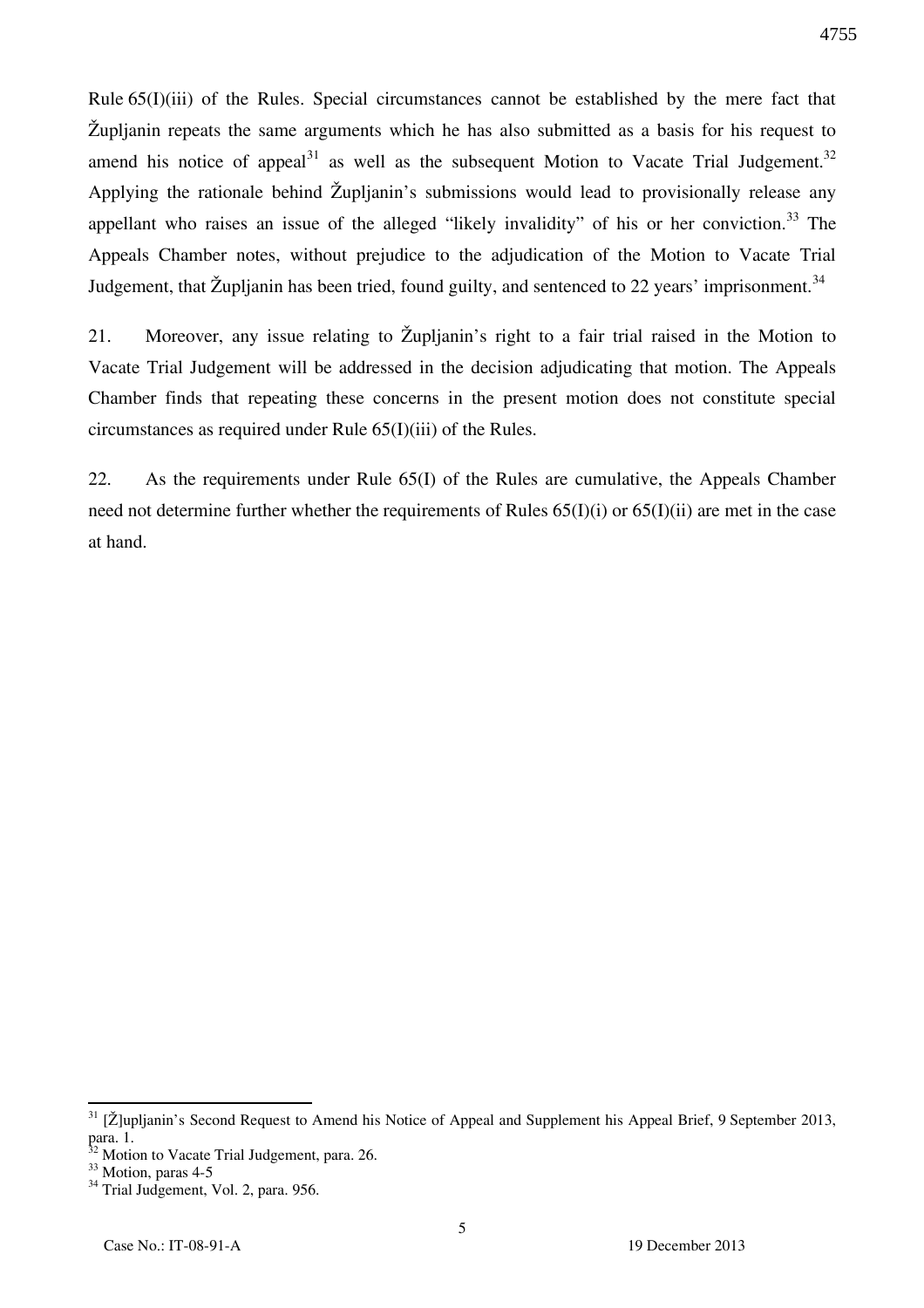Rule 65(I)(iii) of the Rules. Special circumstances cannot be established by the mere fact that Župljanin repeats the same arguments which he has also submitted as a basis for his request to amend his notice of appeal[31] as well as the subsequent Motion to Vacate Trial Judgement.[32] Applying the rationale behind Župljanin's submissions would lead to provisionally release any appellant who raises an issue of the alleged "likely invalidity" of his or her conviction.[33] The Appeals Chamber notes, without prejudice to the adjudication of the Motion to Vacate Trial Judgement, that Župljanin has been tried, found guilty, and sentenced to 22 years' imprisonment.[34]

21. Moreover, any issue relating to Župljanin's right to a fair trial raised in the Motion to Vacate Trial Judgement will be addressed in the decision adjudicating that motion. The Appeals Chamber finds that repeating these concerns in the present motion does not constitute special circumstances as required under Rule 65(I)(iii) of the Rules.

22. As the requirements under Rule 65(I) of the Rules are cumulative, the Appeals Chamber need not determine further whether the requirements of Rules 65(I)(i) or 65(I)(ii) are met in the case at hand.

---

[31] [Ž]upljanin's Second Request to Amend his Notice of Appeal and Supplement his Appeal Brief, 9 September 2013, para. 1.

[32] Motion to Vacate Trial Judgement, para. 26.

[33] Motion, paras 4-5

[34] Trial Judgement, Vol. 2, para. 956.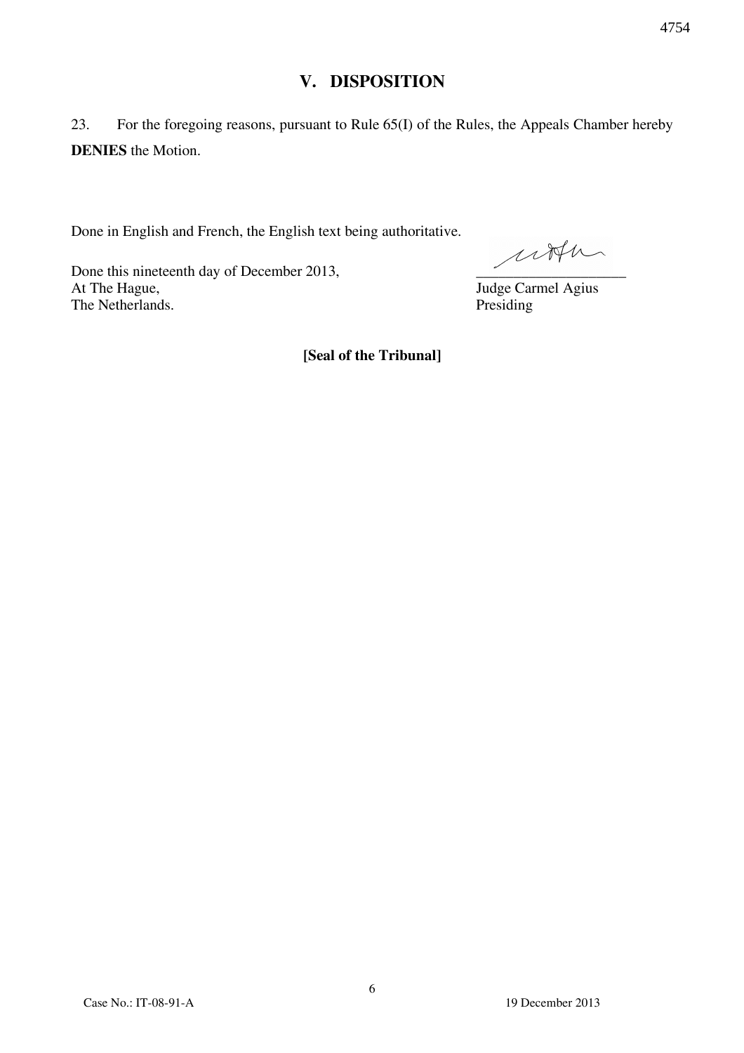## V. DISPOSITION

23. For the foregoing reasons, pursuant to Rule 65(I) of the Rules, the Appeals Chamber hereby **DENIES** the Motion.

Done in English and French, the English text being authoritative.

Done this nineteenth day of December 2013,
At The Hague,
The Netherlands.

\_\_\_\_\_\_\_\_\_\_\_\_\_\_\_\_\_\_\_\_
Judge Carmel Agius
Presiding

**[Seal of the Tribunal]**